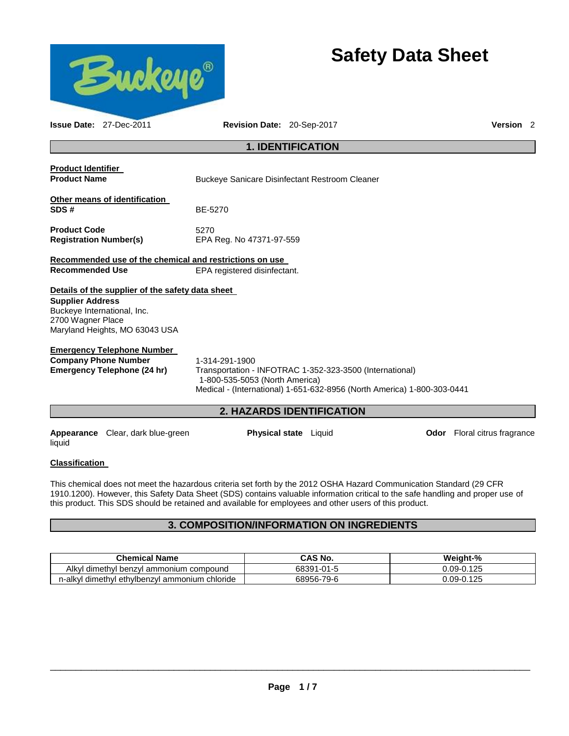# Safety Data Sheet

**Issue Date:** 27-Dec-2011 **Revision Date:** 20-Sep-2017 **Version** 2

## 1. IDENTIFICATION

**Product Identifier**

**Product Name** Buckeye Sanicare Disinfectant Restroom Cleaner

**Other means of identification**

**SDS #** BE-5270

**Product Code** 5270
**Registration Number(s)** EPA Reg. No 47371-97-559

**Recommended use of the chemical and restrictions on use**

**Recommended Use** EPA registered disinfectant.

**Details of the supplier of the safety data sheet**

**Supplier Address**
Buckeye International, Inc.
2700 Wagner Place
Maryland Heights, MO 63043 USA

**Emergency Telephone Number**

**Company Phone Number** 1-314-291-1900
**Emergency Telephone (24 hr)** Transportation - INFOTRAC 1-352-323-3500 (International)
1-800-535-5053 (North America)
Medical - (International) 1-651-632-8956 (North America) 1-800-303-0441

## 2. HAZARDS IDENTIFICATION

**Appearance** Clear, dark blue-green liquid **Physical state** Liquid **Odor** Floral citrus fragrance

**Classification**

This chemical does not meet the hazardous criteria set forth by the 2012 OSHA Hazard Communication Standard (29 CFR 1910.1200). However, this Safety Data Sheet (SDS) contains valuable information critical to the safe handling and proper use of this product. This SDS should be retained and available for employees and other users of this product.

## 3. COMPOSITION/INFORMATION ON INGREDIENTS

| Chemical Name | CAS No. | Weight-% |
| --- | --- | --- |
| Alkyl dimethyl benzyl ammonium compound | 68391-01-5 | 0.09-0.125 |
| n-alkyl dimethyl ethylbenzyl ammonium chloride | 68956-79-6 | 0.09-0.125 |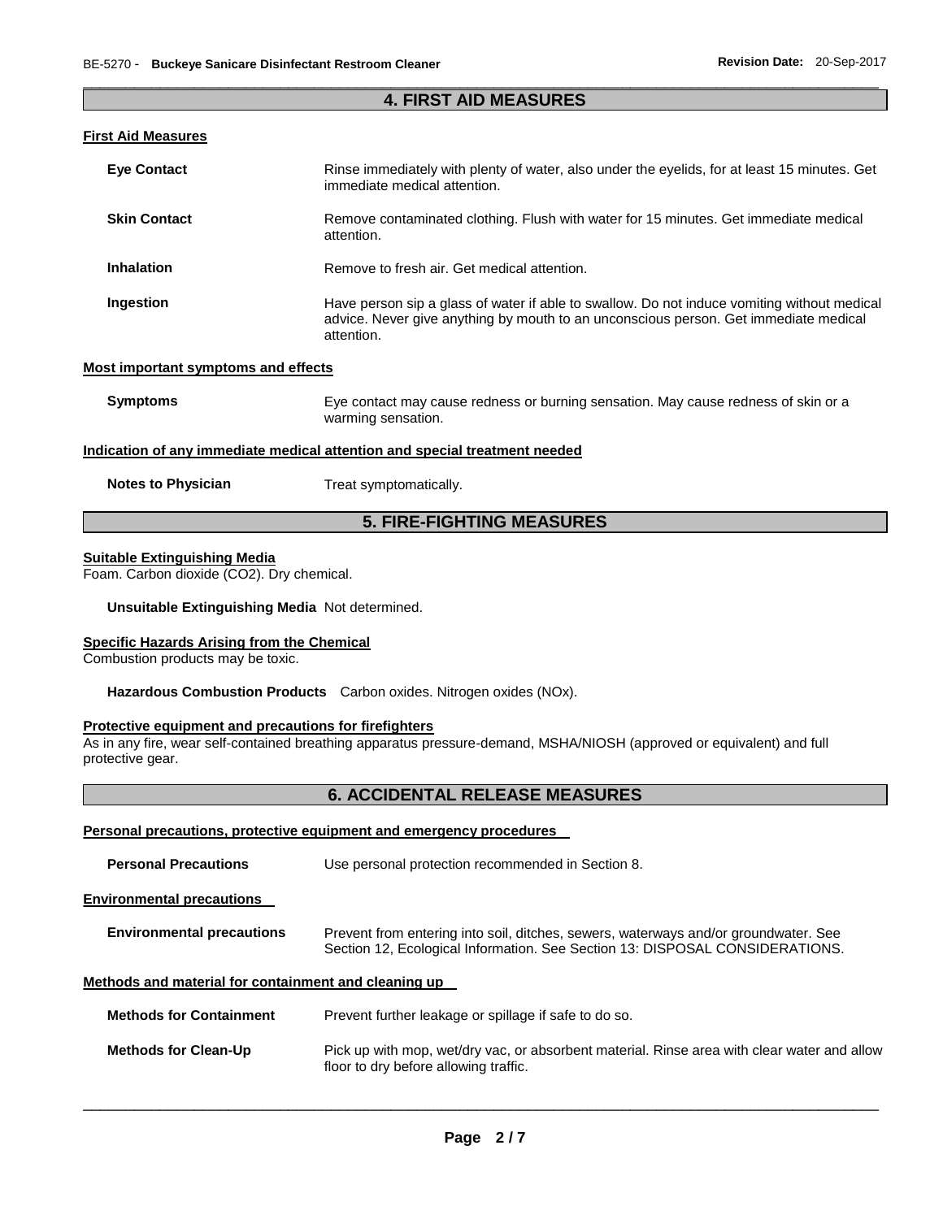## 4. FIRST AID MEASURES

### First Aid Measures

**Eye Contact** Rinse immediately with plenty of water, also under the eyelids, for at least 15 minutes. Get immediate medical attention.

**Skin Contact** Remove contaminated clothing. Flush with water for 15 minutes. Get immediate medical attention.

**Inhalation** Remove to fresh air. Get medical attention.

**Ingestion** Have person sip a glass of water if able to swallow. Do not induce vomiting without medical advice. Never give anything by mouth to an unconscious person. Get immediate medical attention.

### Most important symptoms and effects

**Symptoms** Eye contact may cause redness or burning sensation. May cause redness of skin or a warming sensation.

### Indication of any immediate medical attention and special treatment needed

**Notes to Physician** Treat symptomatically.

## 5. FIRE-FIGHTING MEASURES

### Suitable Extinguishing Media

Foam. Carbon dioxide ($CO_2$). Dry chemical.

**Unsuitable Extinguishing Media** Not determined.

### Specific Hazards Arising from the Chemical

Combustion products may be toxic.

**Hazardous Combustion Products** Carbon oxides. Nitrogen oxides (NOx).

### Protective equipment and precautions for firefighters

As in any fire, wear self-contained breathing apparatus pressure-demand, MSHA/NIOSH (approved or equivalent) and full protective gear.

## 6. ACCIDENTAL RELEASE MEASURES

### Personal precautions, protective equipment and emergency procedures

**Personal Precautions** Use personal protection recommended in Section 8.

### Environmental precautions

**Environmental precautions** Prevent from entering into soil, ditches, sewers, waterways and/or groundwater. See Section 12, Ecological Information. See Section 13: DISPOSAL CONSIDERATIONS.

### Methods and material for containment and cleaning up

**Methods for Containment** Prevent further leakage or spillage if safe to do so.

**Methods for Clean-Up** Pick up with mop, wet/dry vac, or absorbent material. Rinse area with clear water and allow floor to dry before allowing traffic.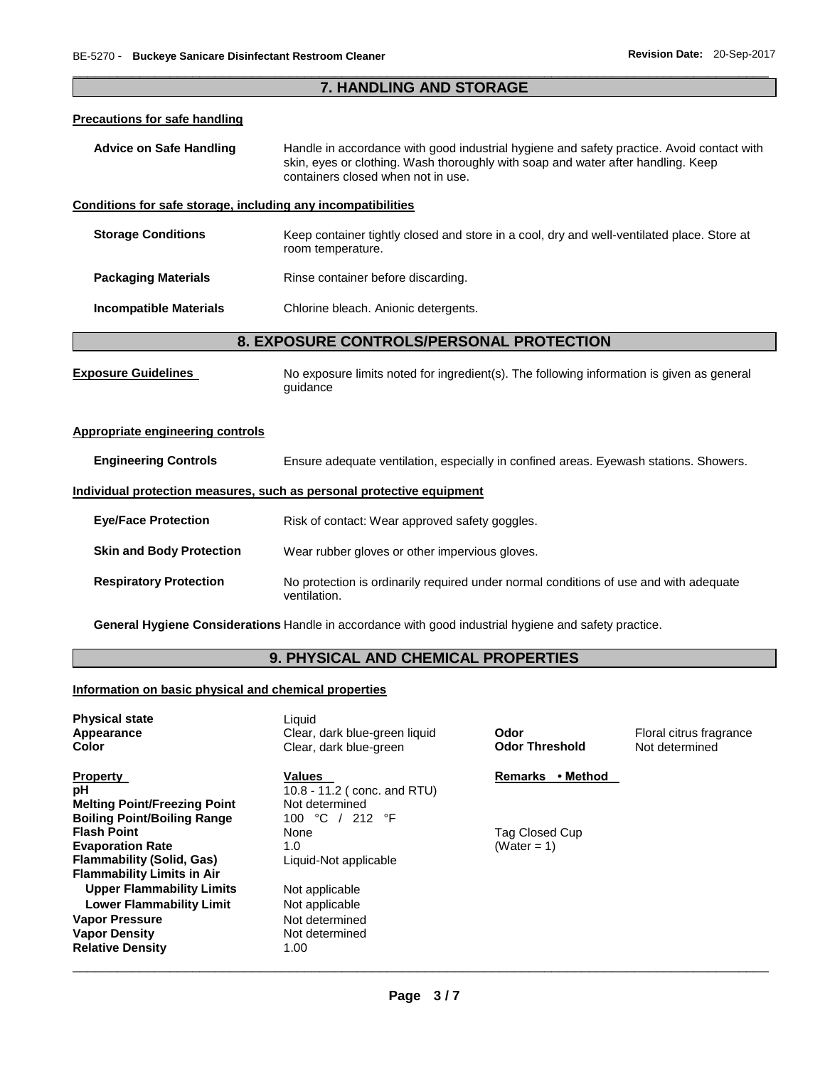## 7. HANDLING AND STORAGE

### Precautions for safe handling

**Advice on Safe Handling** Handle in accordance with good industrial hygiene and safety practice. Avoid contact with skin, eyes or clothing. Wash thoroughly with soap and water after handling. Keep containers closed when not in use.

### Conditions for safe storage, including any incompatibilities

**Storage Conditions** Keep container tightly closed and store in a cool, dry and well-ventilated place. Store at room temperature.

**Packaging Materials** Rinse container before discarding.

**Incompatible Materials** Chlorine bleach. Anionic detergents.

## 8. EXPOSURE CONTROLS/PERSONAL PROTECTION

**Exposure Guidelines** No exposure limits noted for ingredient(s). The following information is given as general guidance

### Appropriate engineering controls

**Engineering Controls** Ensure adequate ventilation, especially in confined areas. Eyewash stations. Showers.

### Individual protection measures, such as personal protective equipment

**Eye/Face Protection** Risk of contact: Wear approved safety goggles.

**Skin and Body Protection** Wear rubber gloves or other impervious gloves.

**Respiratory Protection** No protection is ordinarily required under normal conditions of use and with adequate ventilation.

**General Hygiene Considerations** Handle in accordance with good industrial hygiene and safety practice.

## 9. PHYSICAL AND CHEMICAL PROPERTIES

### Information on basic physical and chemical properties

| | | | |
|---|---|---|---|
| **Physical state** | Liquid | | |
| **Appearance** | Clear, dark blue-green liquid | **Odor** | Floral citrus fragrance |
| **Color** | Clear, dark blue-green | **Odor Threshold** | Not determined |

| **Property** | **Values** | **Remarks • Method** |
|---|---|---|
| **pH** | 10.8 - 11.2 ( conc. and RTU) | |
| **Melting Point/Freezing Point** | Not determined | |
| **Boiling Point/Boiling Range** | 100 °C / 212 °F | |
| **Flash Point** | None | Tag Closed Cup |
| **Evaporation Rate** | 1.0 | (Water = 1) |
| **Flammability (Solid, Gas)** | Liquid-Not applicable | |
| **Flammability Limits in Air** | | |
| **Upper Flammability Limits** | Not applicable | |
| **Lower Flammability Limit** | Not applicable | |
| **Vapor Pressure** | Not determined | |
| **Vapor Density** | Not determined | |
| **Relative Density** | 1.00 | |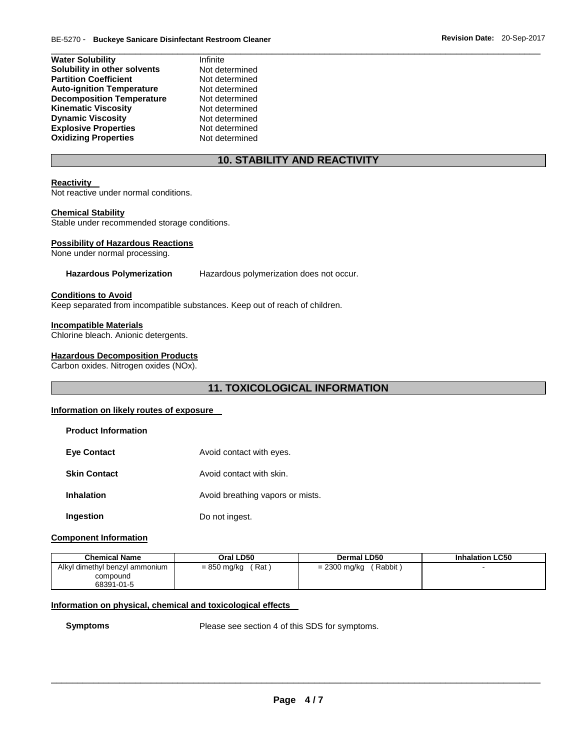| | |
|---|---|
| **Water Solubility** | Infinite |
| **Solubility in other solvents** | Not determined |
| **Partition Coefficient** | Not determined |
| **Auto-ignition Temperature** | Not determined |
| **Decomposition Temperature** | Not determined |
| **Kinematic Viscosity** | Not determined |
| **Dynamic Viscosity** | Not determined |
| **Explosive Properties** | Not determined |
| **Oxidizing Properties** | Not determined |

## 10. STABILITY AND REACTIVITY

**Reactivity**
Not reactive under normal conditions.

**Chemical Stability**
Stable under recommended storage conditions.

**Possibility of Hazardous Reactions**
None under normal processing.

**Hazardous Polymerization** Hazardous polymerization does not occur.

**Conditions to Avoid**
Keep separated from incompatible substances. Keep out of reach of children.

**Incompatible Materials**
Chlorine bleach. Anionic detergents.

**Hazardous Decomposition Products**
Carbon oxides. Nitrogen oxides (NOx).

## 11. TOXICOLOGICAL INFORMATION

**Information on likely routes of exposure**

**Product Information**

| | |
|---|---|
| **Eye Contact** | Avoid contact with eyes. |
| **Skin Contact** | Avoid contact with skin. |
| **Inhalation** | Avoid breathing vapors or mists. |
| **Ingestion** | Do not ingest. |

**Component Information**

| Chemical Name | Oral LD50 | Dermal LD50 | Inhalation LC50 |
|---|---|---|---|
| Alkyl dimethyl benzyl ammonium compound 68391-01-5 | = 850 mg/kg ( Rat ) | = 2300 mg/kg ( Rabbit ) | - |

**Information on physical, chemical and toxicological effects**

**Symptoms** Please see section 4 of this SDS for symptoms.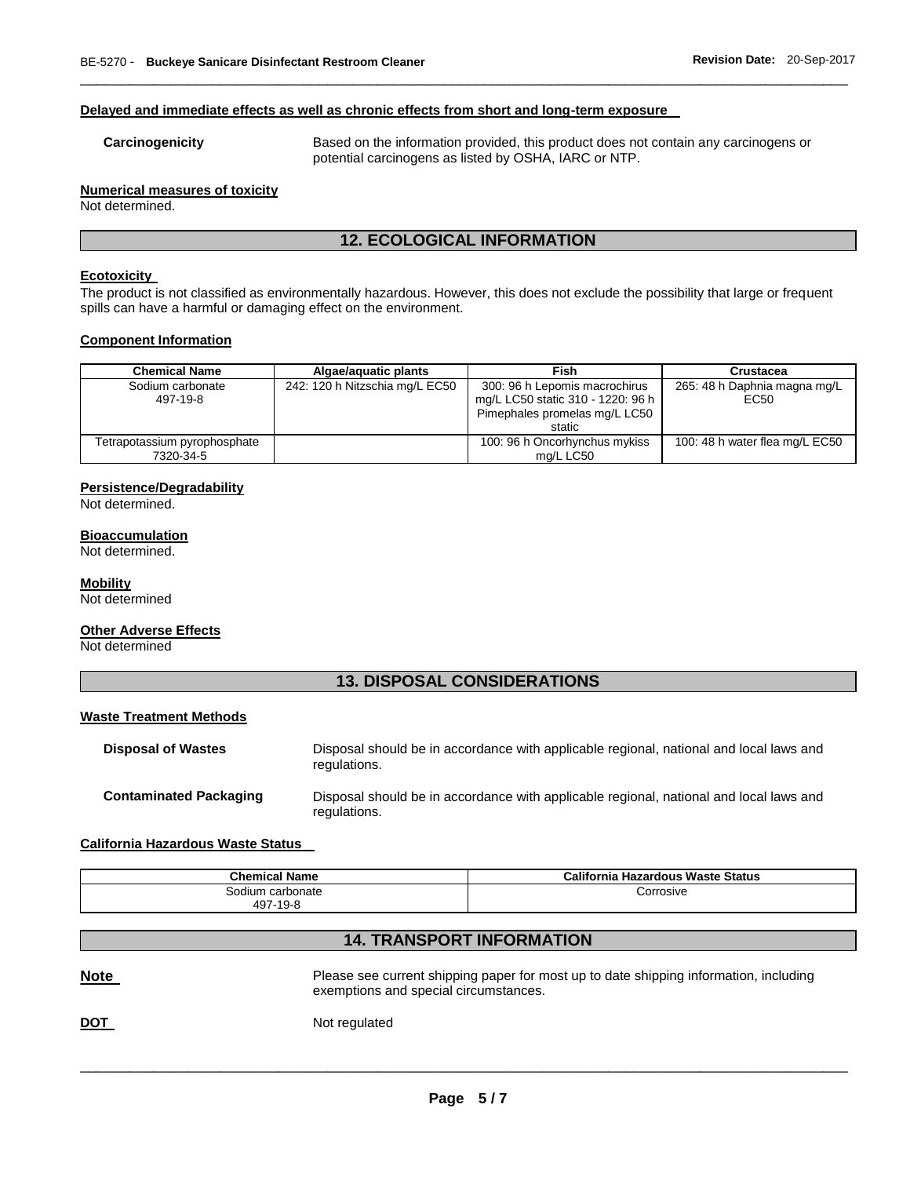**Delayed and immediate effects as well as chronic effects from short and long-term exposure**

**Carcinogenicity** Based on the information provided, this product does not contain any carcinogens or potential carcinogens as listed by OSHA, IARC or NTP.

**Numerical measures of toxicity**

Not determined.

## 12. ECOLOGICAL INFORMATION

**Ecotoxicity**

The product is not classified as environmentally hazardous. However, this does not exclude the possibility that large or frequent spills can have a harmful or damaging effect on the environment.

**Component Information**

| Chemical Name | Algae/aquatic plants | Fish | Crustacea |
|---|---|---|---|
| Sodium carbonate 497-19-8 | 242: 120 h Nitzschia mg/L EC50 | 300: 96 h Lepomis macrochirus mg/L LC50 static 310 - 1220: 96 h Pimephales promelas mg/L LC50 static | 265: 48 h Daphnia magna mg/L EC50 |
| Tetrapotassium pyrophosphate 7320-34-5 | | 100: 96 h Oncorhynchus mykiss mg/L LC50 | 100: 48 h water flea mg/L EC50 |

**Persistence/Degradability**

Not determined.

**Bioaccumulation**

Not determined.

**Mobility**

Not determined

**Other Adverse Effects**

Not determined

## 13. DISPOSAL CONSIDERATIONS

**Waste Treatment Methods**

**Disposal of Wastes** Disposal should be in accordance with applicable regional, national and local laws and regulations.

**Contaminated Packaging** Disposal should be in accordance with applicable regional, national and local laws and regulations.

**California Hazardous Waste Status**

| Chemical Name | California Hazardous Waste Status |
|---|---|
| Sodium carbonate 497-19-8 | Corrosive |

## 14. TRANSPORT INFORMATION

**Note** Please see current shipping paper for most up to date shipping information, including exemptions and special circumstances.

**DOT** Not regulated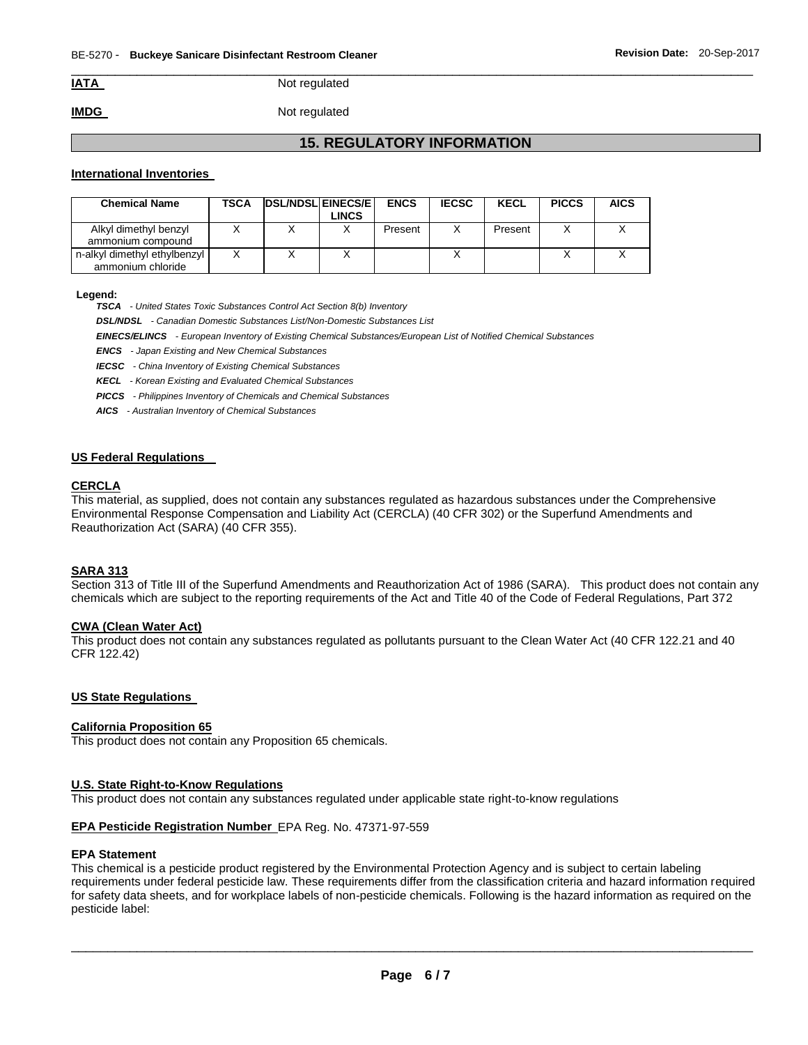**IATA** Not regulated

**IMDG** Not regulated

## 15. REGULATORY INFORMATION

### International Inventories

| Chemical Name | TSCA | DSL/NDSL | EINECS/ELINCS | ENCS | IECSC | KECL | PICCS | AICS |
|---|---|---|---|---|---|---|---|---|
| Alkyl dimethyl benzyl ammonium compound | X | X | X | Present | X | Present | X | X |
| n-alkyl dimethyl ethylbenzyl ammonium chloride | X | X | X | | X | | X | X |

**Legend:**

***TSCA*** *- United States Toxic Substances Control Act Section 8(b) Inventory*

***DSL/NDSL*** *- Canadian Domestic Substances List/Non-Domestic Substances List*

***EINECS/ELINCS*** *- European Inventory of Existing Chemical Substances/European List of Notified Chemical Substances*

***ENCS*** *- Japan Existing and New Chemical Substances*

***IECSC*** *- China Inventory of Existing Chemical Substances*

***KECL*** *- Korean Existing and Evaluated Chemical Substances*

***PICCS*** *- Philippines Inventory of Chemicals and Chemical Substances*

***AICS*** *- Australian Inventory of Chemical Substances*

### US Federal Regulations

**CERCLA**

This material, as supplied, does not contain any substances regulated as hazardous substances under the Comprehensive Environmental Response Compensation and Liability Act (CERCLA) (40 CFR 302) or the Superfund Amendments and Reauthorization Act (SARA) (40 CFR 355).

**SARA 313**

Section 313 of Title III of the Superfund Amendments and Reauthorization Act of 1986 (SARA). This product does not contain any chemicals which are subject to the reporting requirements of the Act and Title 40 of the Code of Federal Regulations, Part 372

**CWA (Clean Water Act)**

This product does not contain any substances regulated as pollutants pursuant to the Clean Water Act (40 CFR 122.21 and 40 CFR 122.42)

### US State Regulations

**California Proposition 65**

This product does not contain any Proposition 65 chemicals.

**U.S. State Right-to-Know Regulations**

This product does not contain any substances regulated under applicable state right-to-know regulations

**EPA Pesticide Registration Number** EPA Reg. No. 47371-97-559

**EPA Statement**

This chemical is a pesticide product registered by the Environmental Protection Agency and is subject to certain labeling requirements under federal pesticide law. These requirements differ from the classification criteria and hazard information required for safety data sheets, and for workplace labels of non-pesticide chemicals. Following is the hazard information as required on the pesticide label: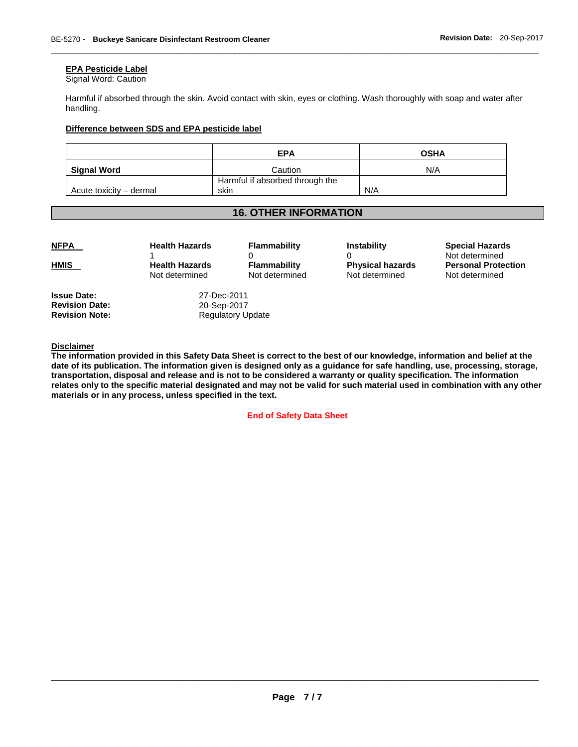**EPA Pesticide Label**

Signal Word: Caution

Harmful if absorbed through the skin. Avoid contact with skin, eyes or clothing. Wash thoroughly with soap and water after handling.

**Difference between SDS and EPA pesticide label**

| | EPA | OSHA |
|---|---|---|
| **Signal Word** | Caution | N/A |
| Acute toxicity – dermal | Harmful if absorbed through the skin | N/A |

## 16. OTHER INFORMATION

| | | | | |
|---|---|---|---|---|
| **NFPA** | **Health Hazards** 1 | **Flammability** 0 | **Instability** 0 | **Special Hazards** Not determined |
| **HMIS** | **Health Hazards** Not determined | **Flammability** Not determined | **Physical hazards** Not determined | **Personal Protection** Not determined |

**Issue Date:** 27-Dec-2011
**Revision Date:** 20-Sep-2017
**Revision Note:** Regulatory Update

**Disclaimer**

**The information provided in this Safety Data Sheet is correct to the best of our knowledge, information and belief at the date of its publication. The information given is designed only as a guidance for safe handling, use, processing, storage, transportation, disposal and release and is not to be considered a warranty or quality specification. The information relates only to the specific material designated and may not be valid for such material used in combination with any other materials or in any process, unless specified in the text.**

**End of Safety Data Sheet**